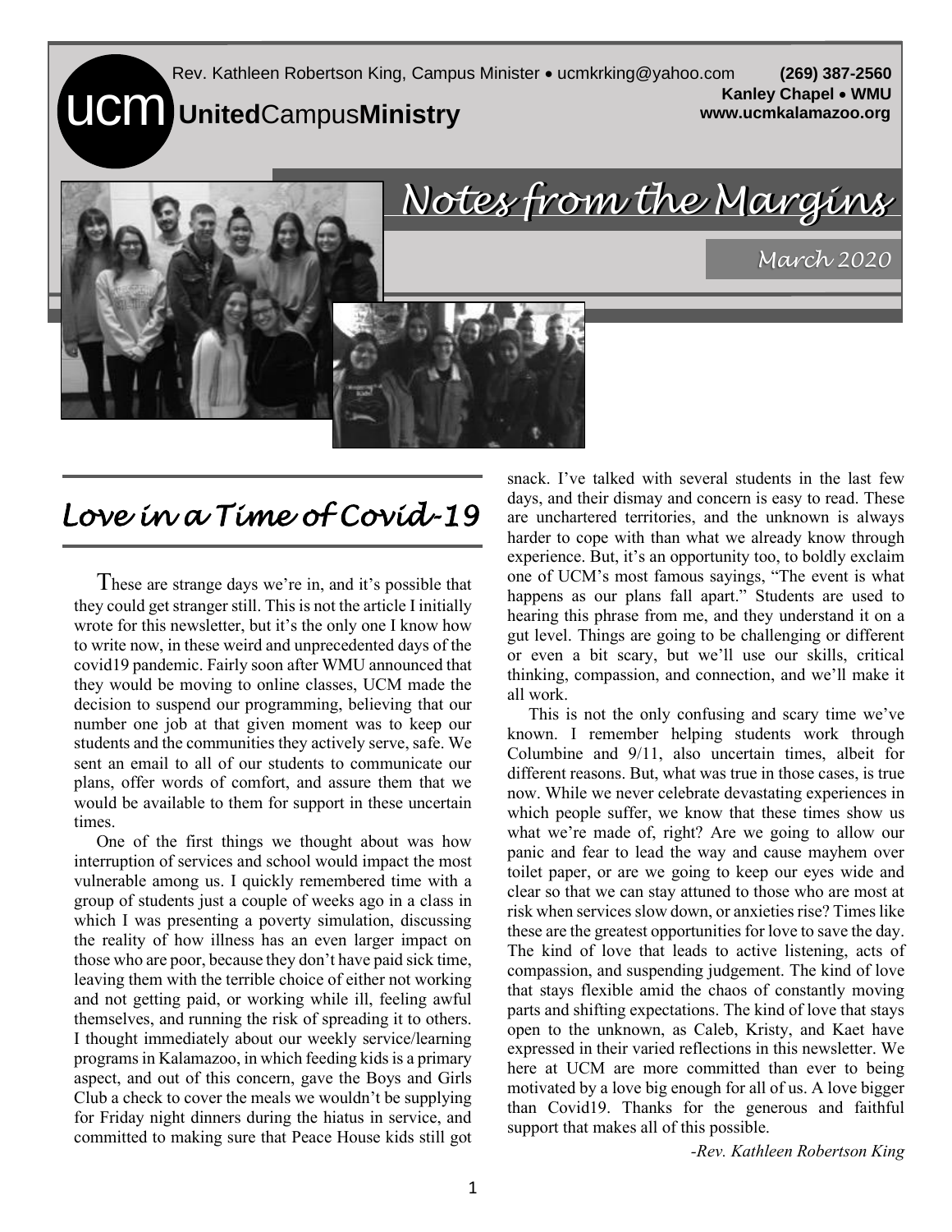Rev. Kathleen Robertson King, Campus Minister • ucmkrking@yahoo.com **(269) 387-2560**

**Kanley Chapel • WMU**

**www.ucmkalamazoo.org**

ucm **United**Campus**Ministry**

# *Notes from the Margins*

*March 2020*

## *Love in a Time of Covid-19*

These are strange days we're in, and it's possible that they could get stranger still. This is not the article I initially wrote for this newsletter, but it's the only one I know how to write now, in these weird and unprecedented days of the covid19 pandemic. Fairly soon after WMU announced that they would be moving to online classes, UCM made the decision to suspend our programming, believing that our number one job at that given moment was to keep our students and the communities they actively serve, safe. We sent an email to all of our students to communicate our plans, offer words of comfort, and assure them that we would be available to them for support in these uncertain times.

One of the first things we thought about was how interruption of services and school would impact the most vulnerable among us. I quickly remembered time with a group of students just a couple of weeks ago in a class in which I was presenting a poverty simulation, discussing the reality of how illness has an even larger impact on those who are poor, because they don't have paid sick time, leaving them with the terrible choice of either not working and not getting paid, or working while ill, feeling awful themselves, and running the risk of spreading it to others. I thought immediately about our weekly service/learning programs in Kalamazoo, in which feeding kids is a primary aspect, and out of this concern, gave the Boys and Girls Club a check to cover the meals we wouldn't be supplying for Friday night dinners during the hiatus in service, and committed to making sure that Peace House kids still got snack. I've talked with several students in the last few days, and their dismay and concern is easy to read. These are unchartered territories, and the unknown is always harder to cope with than what we already know through experience. But, it's an opportunity too, to boldly exclaim one of UCM's most famous sayings, "The event is what happens as our plans fall apart." Students are used to hearing this phrase from me, and they understand it on a gut level. Things are going to be challenging or different or even a bit scary, but we'll use our skills, critical thinking, compassion, and connection, and we'll make it all work.

This is not the only confusing and scary time we've known. I remember helping students work through Columbine and 9/11, also uncertain times, albeit for different reasons. But, what was true in those cases, is true now. While we never celebrate devastating experiences in which people suffer, we know that these times show us what we're made of, right? Are we going to allow our panic and fear to lead the way and cause mayhem over toilet paper, or are we going to keep our eyes wide and clear so that we can stay attuned to those who are most at risk when services slow down, or anxieties rise? Times like these are the greatest opportunities for love to save the day. The kind of love that leads to active listening, acts of compassion, and suspending judgement. The kind of love that stays flexible amid the chaos of constantly moving parts and shifting expectations. The kind of love that stays open to the unknown, as Caleb, Kristy, and Kaet have expressed in their varied reflections in this newsletter. We here at UCM are more committed than ever to being motivated by a love big enough for all of us. A love bigger than Covid19. Thanks for the generous and faithful support that makes all of this possible.

*-Rev. Kathleen Robertson King*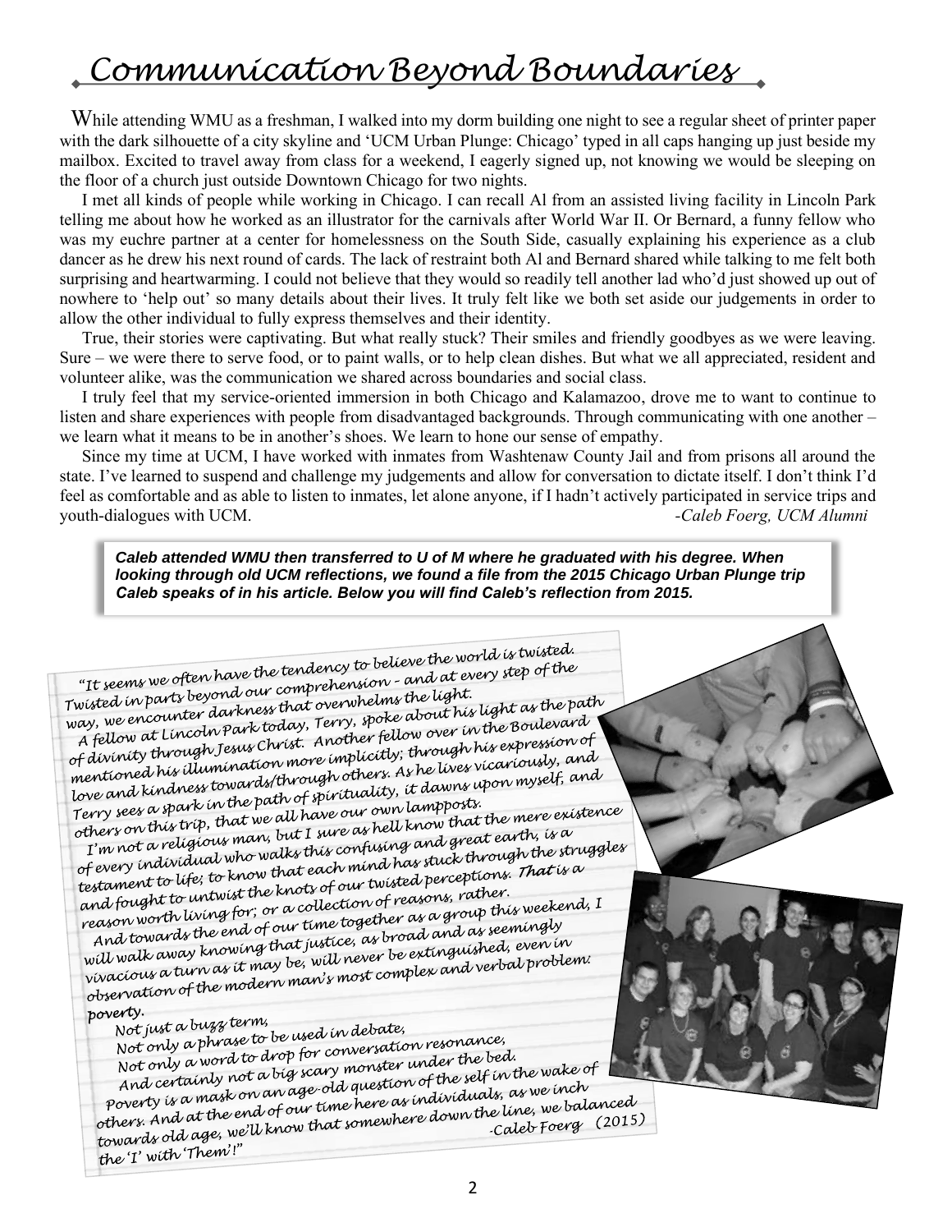# Communication Beyond Boundaries

While attending WMU as a freshman, I walked into my dorm building one night to see a regular sheet of printer paper with the dark silhouette of a city skyline and 'UCM Urban Plunge: Chicago' typed in all caps hanging up just beside my mailbox. Excited to travel away from class for a weekend, I eagerly signed up, not knowing we would be sleeping on the floor of a church just outside Downtown Chicago for two nights.

I met all kinds of people while working in Chicago. I can recall Al from an assisted living facility in Lincoln Park telling me about how he worked as an illustrator for the carnivals after World War II. Or Bernard, a funny fellow who was my euchre partner at a center for homelessness on the South Side, casually explaining his experience as a club dancer as he drew his next round of cards. The lack of restraint both Al and Bernard shared while talking to me felt both surprising and heartwarming. I could not believe that they would so readily tell another lad who'd just showed up out of nowhere to 'help out' so many details about their lives. It truly felt like we both set aside our judgements in order to allow the other individual to fully express themselves and their identity.

True, their stories were captivating. But what really stuck? Their smiles and friendly goodbyes as we were leaving. Sure – we were there to serve food, or to paint walls, or to help clean dishes. But what we all appreciated, resident and volunteer alike, was the communication we shared across boundaries and social class.

I truly feel that my service-oriented immersion in both Chicago and Kalamazoo, drove me to want to continue to listen and share experiences with people from disadvantaged backgrounds. Through communicating with one another – we learn what it means to be in another's shoes. We learn to hone our sense of empathy.

Since my time at UCM, I have worked with inmates from Washtenaw County Jail and from prisons all around the state. I've learned to suspend and challenge my judgements and allow for conversation to dictate itself. I don't think I'd feel as comfortable and as able to listen to inmates, let alone anyone, if I hadn't actively participated in service trips and youth-dialogues with UCM.

*-Caleb Foerg, UCM Alumni*

***Caleb attended WMU then transferred to U of M where he graduated with his degree. When looking through old UCM reflections, we found a file from the 2015 Chicago Urban Plunge trip Caleb speaks of in his article. Below you will find Caleb's reflection from 2015.***

*"It seems we often have the tendency to believe the world is twisted. Twisted in parts beyond our comprehension – and at every step of the way, we encounter darkness that overwhelms the light.*

*A fellow at Lincoln Park today, Terry, spoke about his light as the path of divinity through Jesus Christ. Another fellow over in the Boulevard mentioned his illumination more implicitly; through his expression of love and kindness towards/through others. As he lives vicariously, and Terry sees a spark in the path of spirituality, it dawns upon myself, and others on this trip, that we all have our own lampposts.*

*I'm not a religious man, but I sure as hell know that the mere existence of every individual who walks this confusing and great earth, is a testament to life; to know that each mind has stuck through the struggles and fought to untwist the knots of our twisted perceptions. **That** is a reason worth living for; or a collection of reasons, rather.*

*And towards the end of our time together as a group this weekend, I will walk away knowing that justice, as broad and as seemingly vivacious a turn as it may be, will never be extinguished, even in observation of the modern man's most complex and verbal problem:*

***poverty.***

*Not just a buzz term,*
*Not only a phrase to be used in debate,*
*Not only a word to drop for conversation resonance,*
*And certainly not a big scary monster under the bed.*

*Poverty is a mask on an age-old question of the self in the wake of others. And at the end of our time here as individuals, as we inch towards old age, we'll know that somewhere down the line, we balanced the 'I' with 'Them'!"*

*-Caleb Foerg (2015)*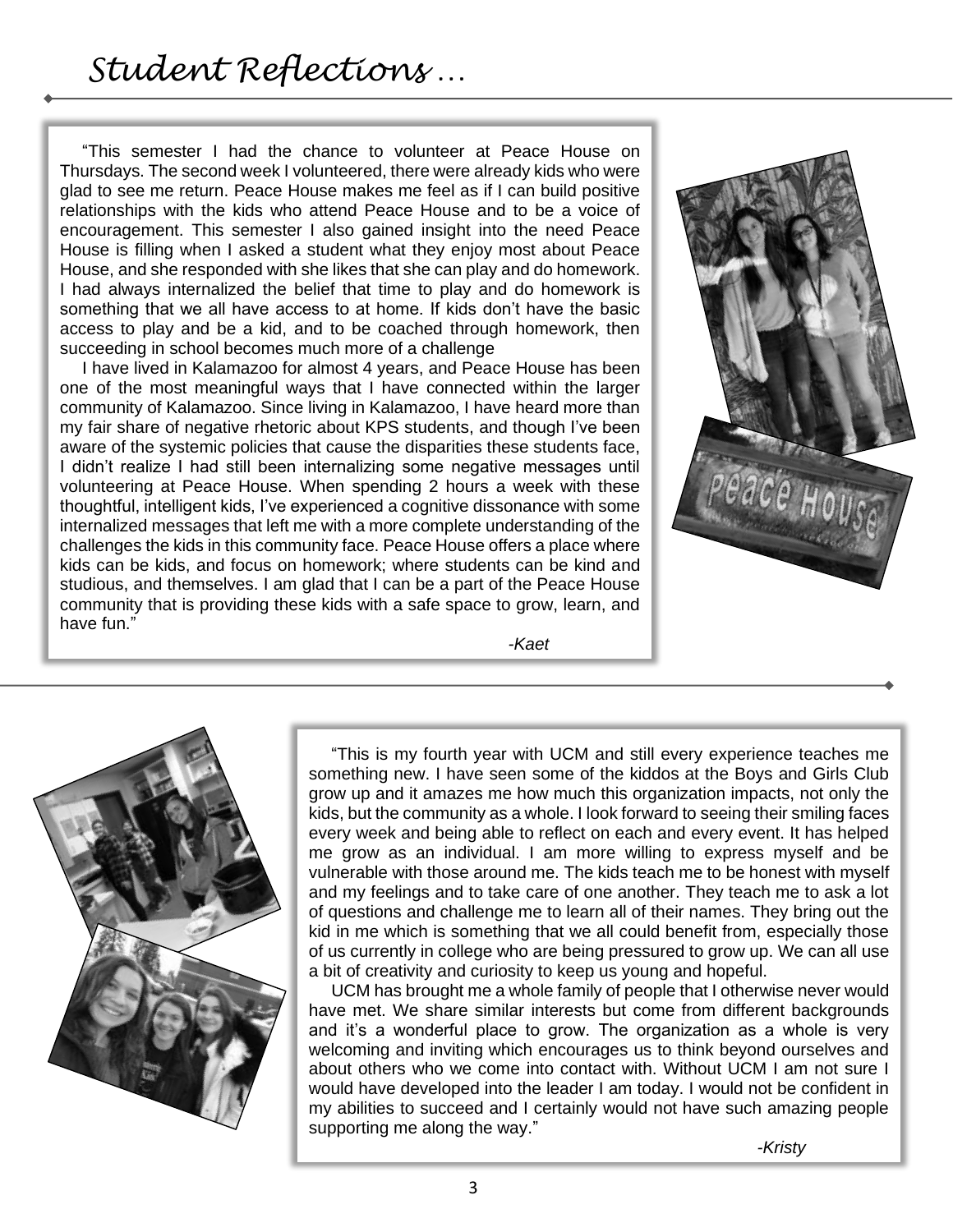# *Student Reflections …*

"This semester I had the chance to volunteer at Peace House on Thursdays. The second week I volunteered, there were already kids who were glad to see me return. Peace House makes me feel as if I can build positive relationships with the kids who attend Peace House and to be a voice of encouragement. This semester I also gained insight into the need Peace House is filling when I asked a student what they enjoy most about Peace House, and she responded with she likes that she can play and do homework. I had always internalized the belief that time to play and do homework is something that we all have access to at home. If kids don't have the basic access to play and be a kid, and to be coached through homework, then succeeding in school becomes much more of a challenge

I have lived in Kalamazoo for almost 4 years, and Peace House has been one of the most meaningful ways that I have connected within the larger community of Kalamazoo. Since living in Kalamazoo, I have heard more than my fair share of negative rhetoric about KPS students, and though I've been aware of the systemic policies that cause the disparities these students face, I didn't realize I had still been internalizing some negative messages until volunteering at Peace House. When spending 2 hours a week with these thoughtful, intelligent kids, I've experienced a cognitive dissonance with some internalized messages that left me with a more complete understanding of the challenges the kids in this community face. Peace House offers a place where kids can be kids, and focus on homework; where students can be kind and studious, and themselves. I am glad that I can be a part of the Peace House community that is providing these kids with a safe space to grow, learn, and have fun."

*-Kaet*

---

"This is my fourth year with UCM and still every experience teaches me something new. I have seen some of the kiddos at the Boys and Girls Club grow up and it amazes me how much this organization impacts, not only the kids, but the community as a whole. I look forward to seeing their smiling faces every week and being able to reflect on each and every event. It has helped me grow as an individual. I am more willing to express myself and be vulnerable with those around me. The kids teach me to be honest with myself and my feelings and to take care of one another. They teach me to ask a lot of questions and challenge me to learn all of their names. They bring out the kid in me which is something that we all could benefit from, especially those of us currently in college who are being pressured to grow up. We can all use a bit of creativity and curiosity to keep us young and hopeful.

UCM has brought me a whole family of people that I otherwise never would have met. We share similar interests but come from different backgrounds and it's a wonderful place to grow. The organization as a whole is very welcoming and inviting which encourages us to think beyond ourselves and about others who we come into contact with. Without UCM I am not sure I would have developed into the leader I am today. I would not be confident in my abilities to succeed and I certainly would not have such amazing people supporting me along the way."

*-Kristy*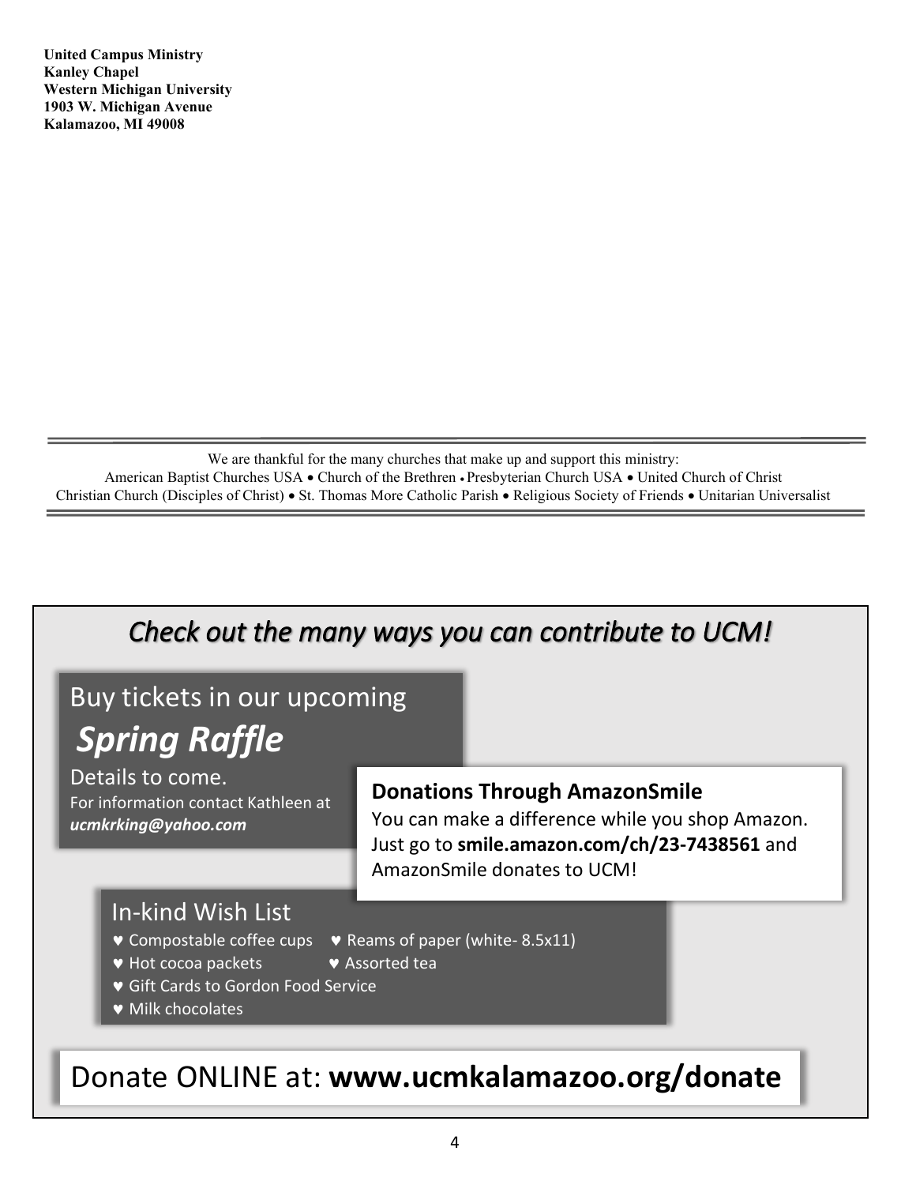**United Campus Ministry**
**Kanley Chapel**
**Western Michigan University**
**1903 W. Michigan Avenue**
**Kalamazoo, MI 49008**

---

We are thankful for the many churches that make up and support this ministry:
American Baptist Churches USA • Church of the Brethren • Presbyterian Church USA • United Church of Christ
Christian Church (Disciples of Christ) • St. Thomas More Catholic Parish • Religious Society of Friends • Unitarian Universalist

---

## *Check out the many ways you can contribute to UCM!*

### Buy tickets in our upcoming *Spring Raffle*

Details to come.
For information contact Kathleen at ***ucmkrking@yahoo.com***

### Donations Through AmazonSmile

You can make a difference while you shop Amazon. Just go to **smile.amazon.com/ch/23-7438561** and AmazonSmile donates to UCM!

### In-kind Wish List

- ♥ Compostable coffee cups
- ♥ Reams of paper (white- 8.5x11)
- ♥ Hot cocoa packets
- ♥ Assorted tea
- ♥ Gift Cards to Gordon Food Service
- ♥ Milk chocolates

## Donate ONLINE at: **www.ucmkalamazoo.org/donate**